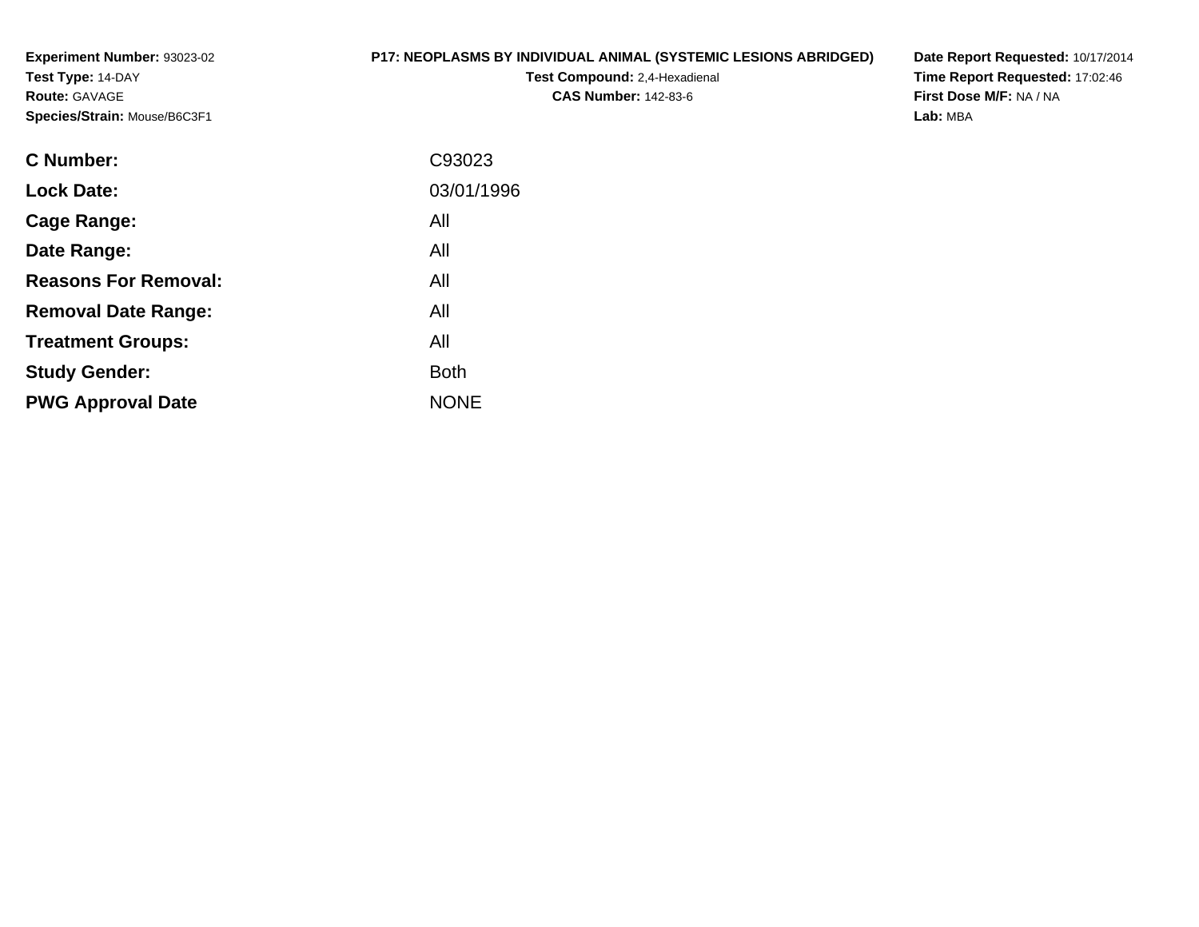**Experiment Number:** 93023-02
**Test Type:** 14-DAY
**Route:** GAVAGE
**Species/Strain:** Mouse/B6C3F1

**P17: NEOPLASMS BY INDIVIDUAL ANIMAL (SYSTEMIC LESIONS ABRIDGED)**
**Test Compound:** 2,4-Hexadienal
**CAS Number:** 142-83-6

**Date Report Requested:** 10/17/2014
**Time Report Requested:** 17:02:46
**First Dose M/F:** NA / NA
**Lab:** MBA

| | |
|---|---|
| **C Number:** | C93023 |
| **Lock Date:** | 03/01/1996 |
| **Cage Range:** | All |
| **Date Range:** | All |
| **Reasons For Removal:** | All |
| **Removal Date Range:** | All |
| **Treatment Groups:** | All |
| **Study Gender:** | Both |
| **PWG Approval Date** | NONE |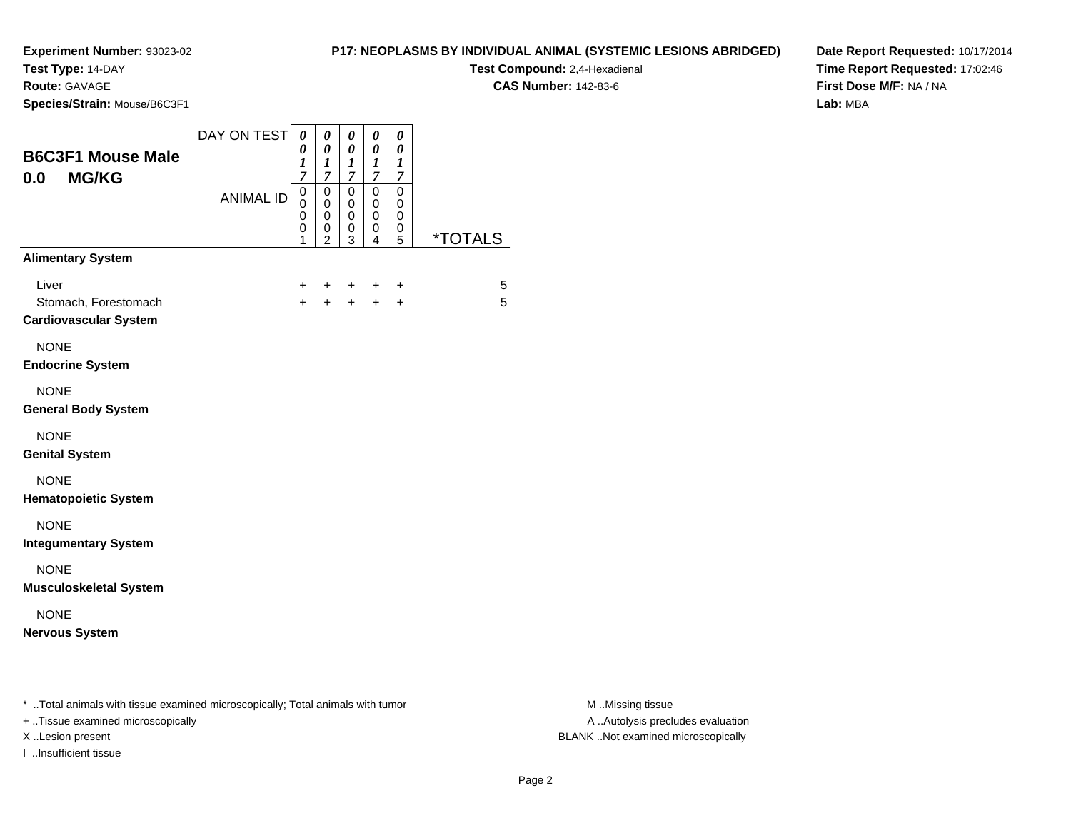**Experiment Number:** 93023-02
**Test Type:** 14-DAY
**Route:** GAVAGE
**Species/Strain:** Mouse/B6C3F1

**P17: NEOPLASMS BY INDIVIDUAL ANIMAL (SYSTEMIC LESIONS ABRIDGED)**
**Test Compound:** 2,4-Hexadienal
**CAS Number:** 142-83-6

**Date Report Requested:** 10/17/2014
**Time Report Requested:** 17:02:46
**First Dose M/F:** NA / NA
**Lab:** MBA

## B6C3F1 Mouse Male
## 0.0 MG/KG

| DAY ON TEST | 0017 | 0017 | 0017 | 0017 | 0017 | |
|---|---|---|---|---|---|---|
| ANIMAL ID | 00001 | 00002 | 00003 | 00004 | 00005 | *TOTALS |
| **Alimentary System** | | | | | | |
| Liver | + | + | + | + | + | 5 |
| Stomach, Forestomach | + | + | + | + | + | 5 |
| **Cardiovascular System** | | | | | | |
| NONE | | | | | | |
| **Endocrine System** | | | | | | |
| NONE | | | | | | |
| **General Body System** | | | | | | |
| NONE | | | | | | |
| **Genital System** | | | | | | |
| NONE | | | | | | |
| **Hematopoietic System** | | | | | | |
| NONE | | | | | | |
| **Integumentary System** | | | | | | |
| NONE | | | | | | |
| **Musculoskeletal System** | | | | | | |
| NONE | | | | | | |
| **Nervous System** | | | | | | |

* ..Total animals with tissue examined microscopically; Total animals with tumor
+ ..Tissue examined microscopically
X ..Lesion present
I ..Insufficient tissue

M ..Missing tissue
A ..Autolysis precludes evaluation
BLANK ..Not examined microscopically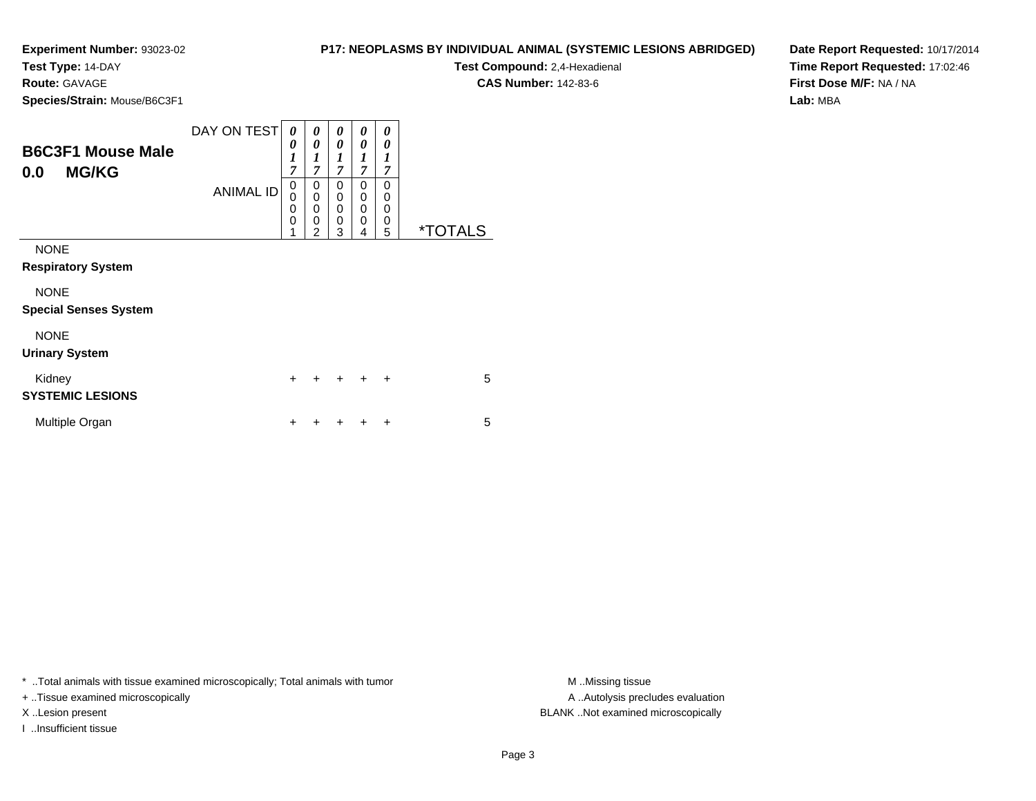**Experiment Number:** 93023-02
**Test Type:** 14-DAY
**Route:** GAVAGE
**Species/Strain:** Mouse/B6C3F1

**P17: NEOPLASMS BY INDIVIDUAL ANIMAL (SYSTEMIC LESIONS ABRIDGED)**
**Test Compound:** 2,4-Hexadienal
**CAS Number:** 142-83-6

**Date Report Requested:** 10/17/2014
**Time Report Requested:** 17:02:46
**First Dose M/F:** NA / NA
**Lab:** MBA

## B6C3F1 Mouse Male
## 0.0 MG/KG

| DAY ON TEST | 0017 | 0017 | 0017 | 0017 | 0017 | |
|---|---|---|---|---|---|---|
| ANIMAL ID | 00001 | 00002 | 00003 | 00004 | 00005 | *TOTALS |
| NONE | | | | | | |
| **Respiratory System** | | | | | | |
| NONE | | | | | | |
| **Special Senses System** | | | | | | |
| NONE | | | | | | |
| **Urinary System** | | | | | | |
| Kidney | + | + | + | + | + | 5 |
| **SYSTEMIC LESIONS** | | | | | | |
| Multiple Organ | + | + | + | + | + | 5 |

* ..Total animals with tissue examined microscopically; Total animals with tumor
+ ..Tissue examined microscopically
X ..Lesion present
I ..Insufficient tissue

M ..Missing tissue
A ..Autolysis precludes evaluation
BLANK ..Not examined microscopically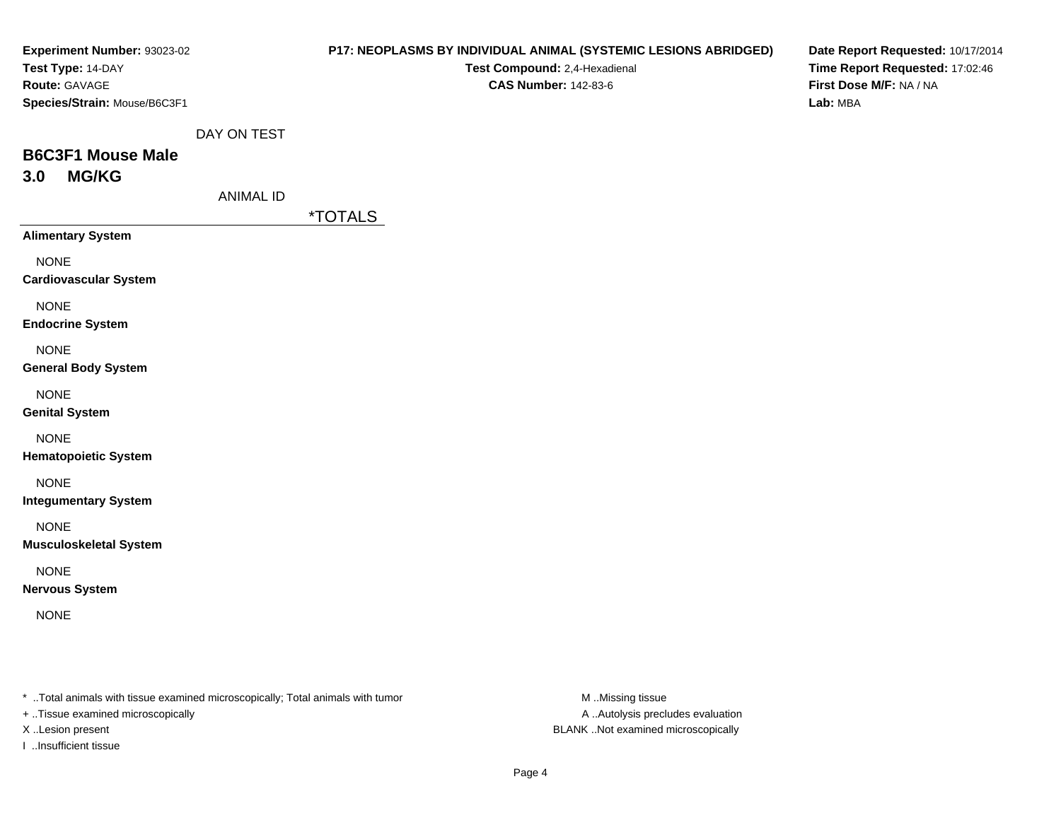**Experiment Number:** 93023-02
**Test Type:** 14-DAY
**Route:** GAVAGE
**Species/Strain:** Mouse/B6C3F1

**P17: NEOPLASMS BY INDIVIDUAL ANIMAL (SYSTEMIC LESIONS ABRIDGED)**
**Test Compound:** 2,4-Hexadienal
**CAS Number:** 142-83-6

**Date Report Requested:** 10/17/2014
**Time Report Requested:** 17:02:46
**First Dose M/F:** NA / NA
**Lab:** MBA

DAY ON TEST

## B6C3F1 Mouse Male
## 3.0 MG/KG

ANIMAL ID

| | *TOTALS |
|---|---|
| **Alimentary System** | |
| NONE | |
| **Cardiovascular System** | |
| NONE | |
| **Endocrine System** | |
| NONE | |
| **General Body System** | |
| NONE | |
| **Genital System** | |
| NONE | |
| **Hematopoietic System** | |
| NONE | |
| **Integumentary System** | |
| NONE | |
| **Musculoskeletal System** | |
| NONE | |
| **Nervous System** | |
| NONE | |

* ..Total animals with tissue examined microscopically; Total animals with tumor
+ ..Tissue examined microscopically
X ..Lesion present
I ..Insufficient tissue

M ..Missing tissue
A ..Autolysis precludes evaluation
BLANK ..Not examined microscopically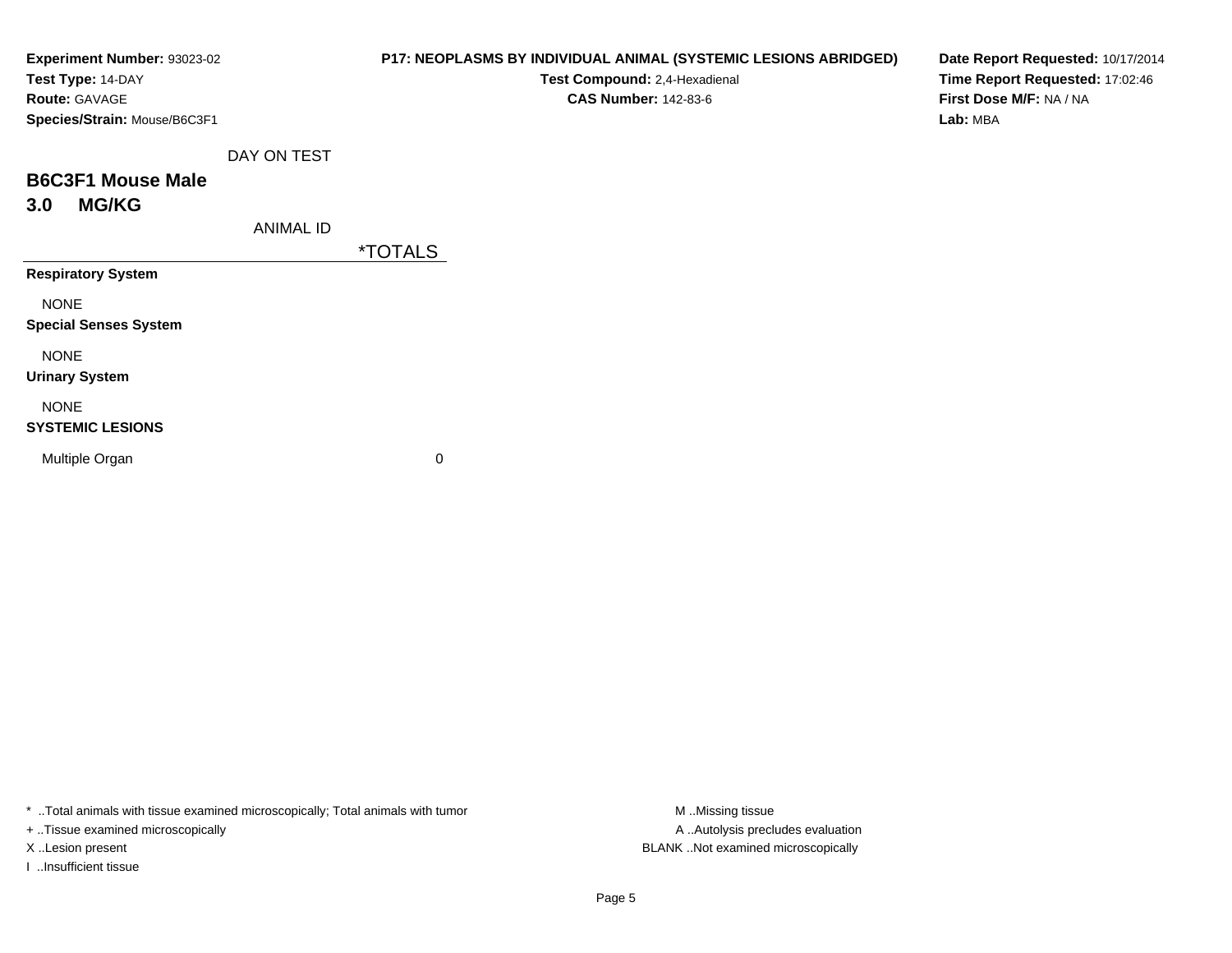**Experiment Number:** 93023-02
**Test Type:** 14-DAY
**Route:** GAVAGE
**Species/Strain:** Mouse/B6C3F1

**P17: NEOPLASMS BY INDIVIDUAL ANIMAL (SYSTEMIC LESIONS ABRIDGED)**
**Test Compound:** 2,4-Hexadienal
**CAS Number:** 142-83-6

**Date Report Requested:** 10/17/2014
**Time Report Requested:** 17:02:46
**First Dose M/F:** NA / NA
**Lab:** MBA

DAY ON TEST

## B6C3F1 Mouse Male
## 3.0 MG/KG

| ANIMAL ID | *TOTALS |
|---|---|
| **Respiratory System** | |
| NONE | |
| **Special Senses System** | |
| NONE | |
| **Urinary System** | |
| NONE | |
| **SYSTEMIC LESIONS** | |
| Multiple Organ | 0 |

* ..Total animals with tissue examined microscopically; Total animals with tumor
+ ..Tissue examined microscopically
X ..Lesion present
I ..Insufficient tissue

M ..Missing tissue
A ..Autolysis precludes evaluation
BLANK ..Not examined microscopically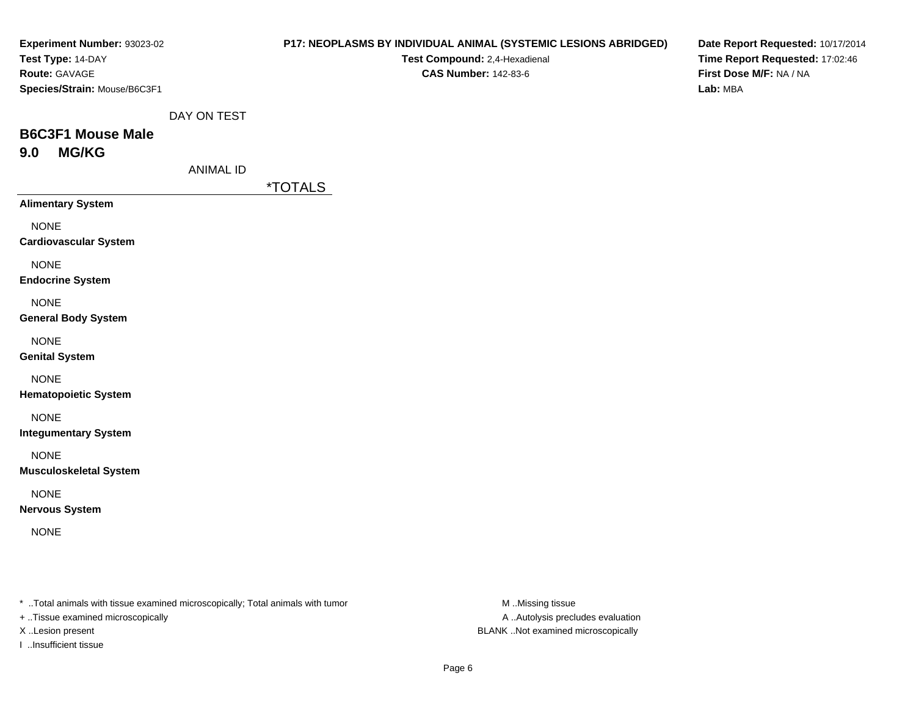**Experiment Number:** 93023-02
**Test Type:** 14-DAY
**Route:** GAVAGE
**Species/Strain:** Mouse/B6C3F1

**P17: NEOPLASMS BY INDIVIDUAL ANIMAL (SYSTEMIC LESIONS ABRIDGED)**
**Test Compound:** 2,4-Hexadienal
**CAS Number:** 142-83-6

**Date Report Requested:** 10/17/2014
**Time Report Requested:** 17:02:46
**First Dose M/F:** NA / NA
**Lab:** MBA

DAY ON TEST

## B6C3F1 Mouse Male

## 9.0 MG/KG

ANIMAL ID

| | *TOTALS |
|---|---|
| **Alimentary System** | |
| NONE | |
| **Cardiovascular System** | |
| NONE | |
| **Endocrine System** | |
| NONE | |
| **General Body System** | |
| NONE | |
| **Genital System** | |
| NONE | |
| **Hematopoietic System** | |
| NONE | |
| **Integumentary System** | |
| NONE | |
| **Musculoskeletal System** | |
| NONE | |
| **Nervous System** | |
| NONE | |

* ..Total animals with tissue examined microscopically; Total animals with tumor
+ ..Tissue examined microscopically
X ..Lesion present
I ..Insufficient tissue

M ..Missing tissue
A ..Autolysis precludes evaluation
BLANK ..Not examined microscopically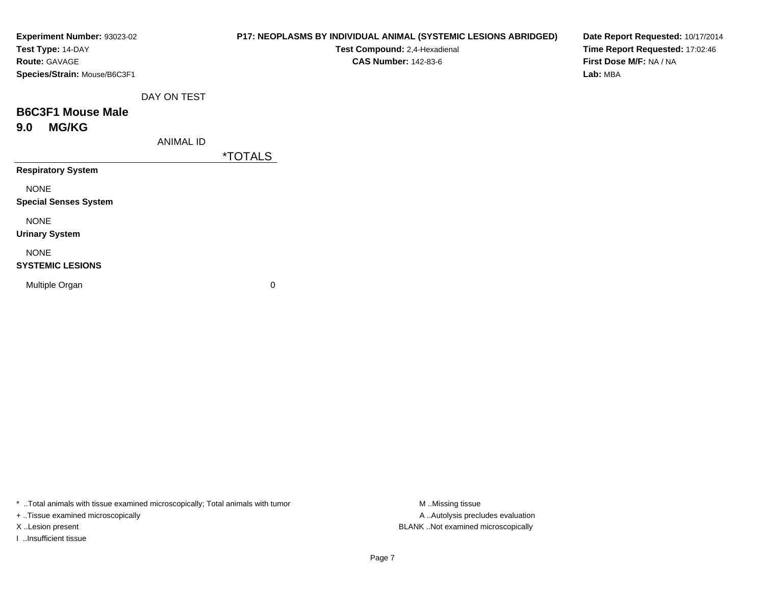**Experiment Number:** 93023-02
**Test Type:** 14-DAY
**Route:** GAVAGE
**Species/Strain:** Mouse/B6C3F1

**P17: NEOPLASMS BY INDIVIDUAL ANIMAL (SYSTEMIC LESIONS ABRIDGED)**
**Test Compound:** 2,4-Hexadienal
**CAS Number:** 142-83-6

**Date Report Requested:** 10/17/2014
**Time Report Requested:** 17:02:46
**First Dose M/F:** NA / NA
**Lab:** MBA

DAY ON TEST

## B6C3F1 Mouse Male
## 9.0 MG/KG

| ANIMAL ID | *TOTALS |
|---|---|
| **Respiratory System** | |
| NONE | |
| **Special Senses System** | |
| NONE | |
| **Urinary System** | |
| NONE | |
| **SYSTEMIC LESIONS** | |
| Multiple Organ | 0 |

* ..Total animals with tissue examined microscopically; Total animals with tumor
+ ..Tissue examined microscopically
X ..Lesion present
I ..Insufficient tissue

M ..Missing tissue
A ..Autolysis precludes evaluation
BLANK ..Not examined microscopically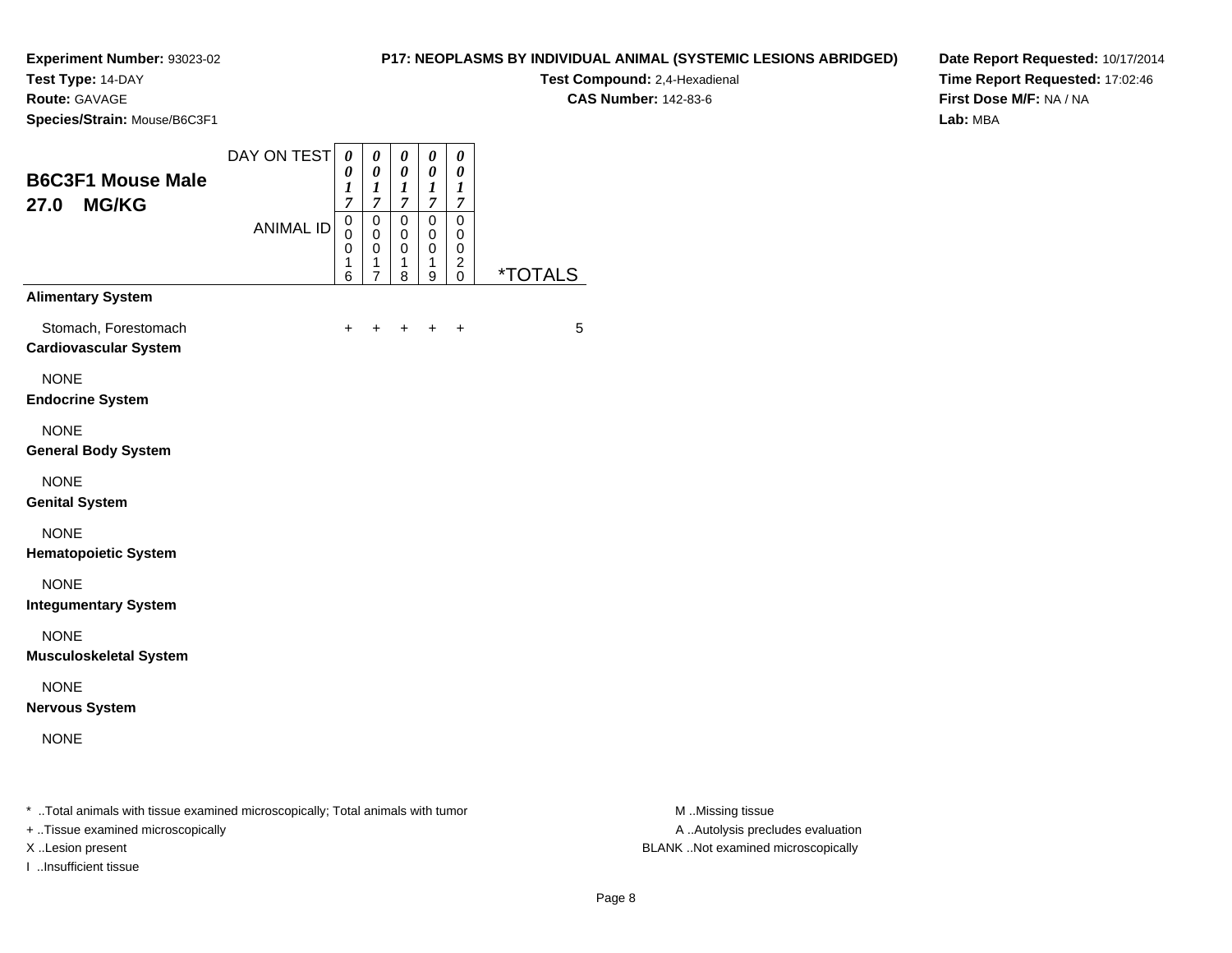**Experiment Number:** 93023-02
**Test Type:** 14-DAY
**Route:** GAVAGE
**Species/Strain:** Mouse/B6C3F1

**P17: NEOPLASMS BY INDIVIDUAL ANIMAL (SYSTEMIC LESIONS ABRIDGED)**
**Test Compound:** 2,4-Hexadienal
**CAS Number:** 142-83-6

**Date Report Requested:** 10/17/2014
**Time Report Requested:** 17:02:46
**First Dose M/F:** NA / NA
**Lab:** MBA

## B6C3F1 Mouse Male
## 27.0 MG/KG

| DAY ON TEST | 0017 | 0017 | 0017 | 0017 | 0017 | |
|---|---|---|---|---|---|---|
| **ANIMAL ID** | 00016 | 00017 | 00018 | 00019 | 00020 | ***TOTALS** |
| **Alimentary System** | | | | | | |
| Stomach, Forestomach | + | + | + | + | + | 5 |
| **Cardiovascular System** | | | | | | |
| NONE | | | | | | |
| **Endocrine System** | | | | | | |
| NONE | | | | | | |
| **General Body System** | | | | | | |
| NONE | | | | | | |
| **Genital System** | | | | | | |
| NONE | | | | | | |
| **Hematopoietic System** | | | | | | |
| NONE | | | | | | |
| **Integumentary System** | | | | | | |
| NONE | | | | | | |
| **Musculoskeletal System** | | | | | | |
| NONE | | | | | | |
| **Nervous System** | | | | | | |
| NONE | | | | | | |

* ..Total animals with tissue examined microscopically; Total animals with tumor
+ ..Tissue examined microscopically
X ..Lesion present
I ..Insufficient tissue

M ..Missing tissue
A ..Autolysis precludes evaluation
BLANK ..Not examined microscopically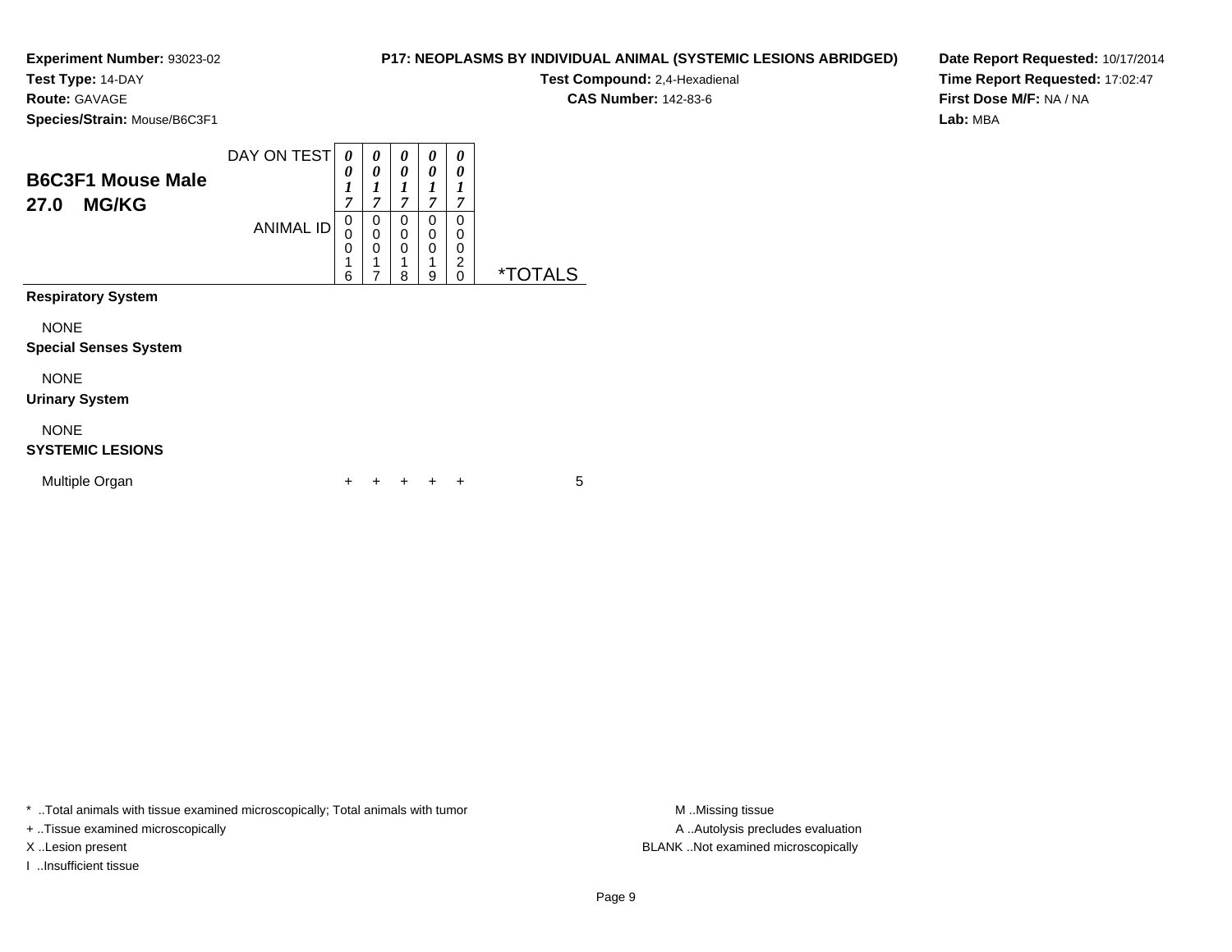**Experiment Number:** 93023-02
**Test Type:** 14-DAY
**Route:** GAVAGE
**Species/Strain:** Mouse/B6C3F1

**P17: NEOPLASMS BY INDIVIDUAL ANIMAL (SYSTEMIC LESIONS ABRIDGED)**
**Test Compound:** 2,4-Hexadienal
**CAS Number:** 142-83-6

**Date Report Requested:** 10/17/2014
**Time Report Requested:** 17:02:47
**First Dose M/F:** NA / NA
**Lab:** MBA

## B6C3F1 Mouse Male
## 27.0 MG/KG

| DAY ON TEST | 0017 | 0017 | 0017 | 0017 | 0017 | |
|---|---|---|---|---|---|---|
| **ANIMAL ID** | 00016 | 00017 | 00018 | 00019 | 00020 | ***TOTALS** |
| **Respiratory System** | | | | | | |
| NONE | | | | | | |
| **Special Senses System** | | | | | | |
| NONE | | | | | | |
| **Urinary System** | | | | | | |
| NONE | | | | | | |
| **SYSTEMIC LESIONS** | | | | | | |
| Multiple Organ | + | + | + | + | + | 5 |

* ..Total animals with tissue examined microscopically; Total animals with tumor
+ ..Tissue examined microscopically
X ..Lesion present
I ..Insufficient tissue

M ..Missing tissue
A ..Autolysis precludes evaluation
BLANK ..Not examined microscopically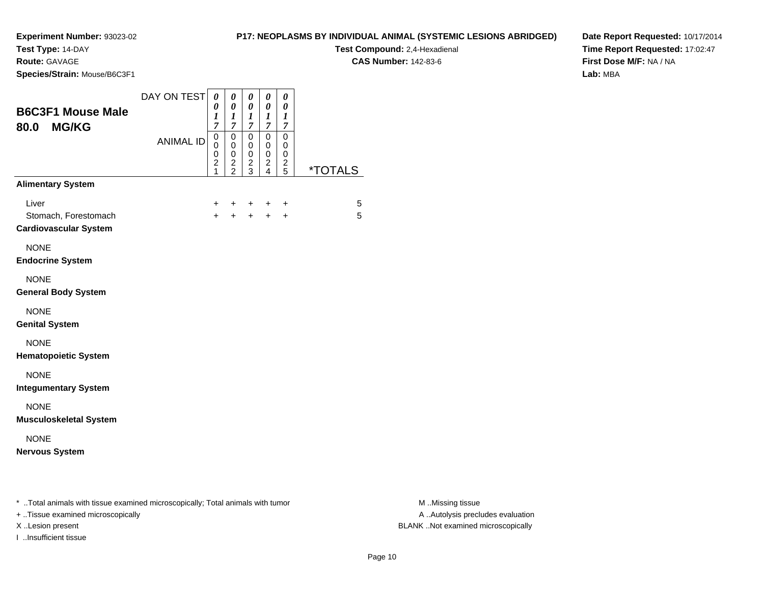**Experiment Number:** 93023-02
**Test Type:** 14-DAY
**Route:** GAVAGE
**Species/Strain:** Mouse/B6C3F1

**P17: NEOPLASMS BY INDIVIDUAL ANIMAL (SYSTEMIC LESIONS ABRIDGED)**
**Test Compound:** 2,4-Hexadienal
**CAS Number:** 142-83-6

**Date Report Requested:** 10/17/2014
**Time Report Requested:** 17:02:47
**First Dose M/F:** NA / NA
**Lab:** MBA

## B6C3F1 Mouse Male 80.0 MG/KG

| DAY ON TEST | 0017 | 0017 | 0017 | 0017 | 0017 | |
|---|---|---|---|---|---|---|
| **ANIMAL ID** | 00021 | 00022 | 00023 | 00024 | 00025 | ***TOTALS** |
| **Alimentary System** | | | | | | |
| Liver | + | + | + | + | + | 5 |
| Stomach, Forestomach | + | + | + | + | + | 5 |
| **Cardiovascular System** | | | | | | |
| NONE | | | | | | |
| **Endocrine System** | | | | | | |
| NONE | | | | | | |
| **General Body System** | | | | | | |
| NONE | | | | | | |
| **Genital System** | | | | | | |
| NONE | | | | | | |
| **Hematopoietic System** | | | | | | |
| NONE | | | | | | |
| **Integumentary System** | | | | | | |
| NONE | | | | | | |
| **Musculoskeletal System** | | | | | | |
| NONE | | | | | | |
| **Nervous System** | | | | | | |

* ..Total animals with tissue examined microscopically; Total animals with tumor
+ ..Tissue examined microscopically
X ..Lesion present
I ..Insufficient tissue

M ..Missing tissue
A ..Autolysis precludes evaluation
BLANK ..Not examined microscopically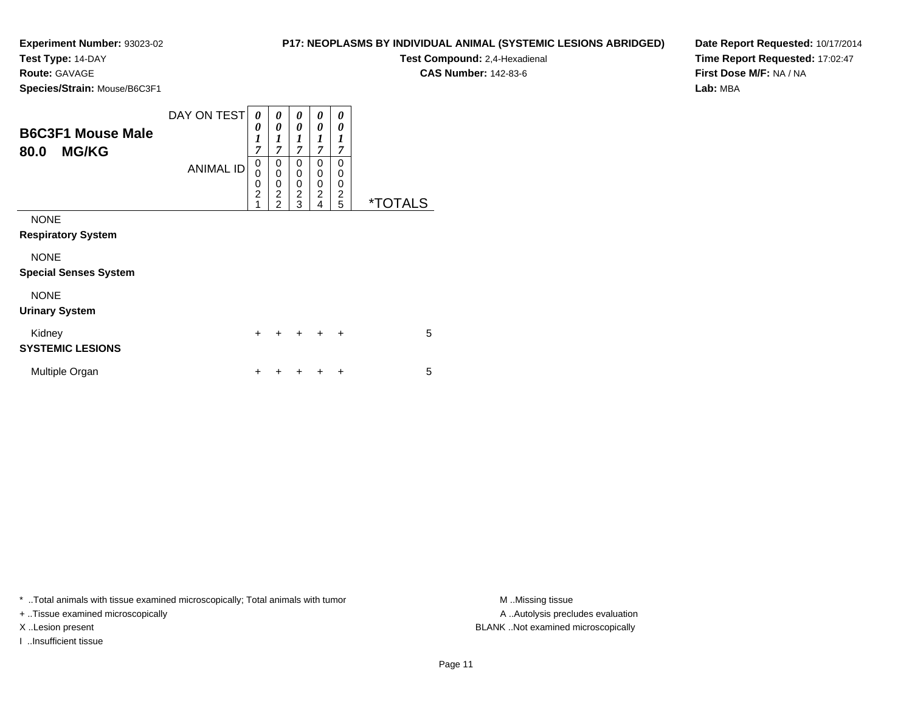**Experiment Number:** 93023-02
**Test Type:** 14-DAY
**Route:** GAVAGE
**Species/Strain:** Mouse/B6C3F1

**P17: NEOPLASMS BY INDIVIDUAL ANIMAL (SYSTEMIC LESIONS ABRIDGED)**
**Test Compound:** 2,4-Hexadienal
**CAS Number:** 142-83-6

**Date Report Requested:** 10/17/2014
**Time Report Requested:** 17:02:47
**First Dose M/F:** NA / NA
**Lab:** MBA

## B6C3F1 Mouse Male
## 80.0 MG/KG

| | | | | | | |
|---|---|---|---|---|---|---|
| DAY ON TEST | 0017 | 0017 | 0017 | 0017 | 0017 | |
| ANIMAL ID | 00021 | 00022 | 00023 | 00024 | 00025 | *TOTALS |
| NONE | | | | | | |
| **Respiratory System** | | | | | | |
| NONE | | | | | | |
| **Special Senses System** | | | | | | |
| NONE | | | | | | |
| **Urinary System** | | | | | | |
| Kidney | + | + | + | + | + | 5 |
| **SYSTEMIC LESIONS** | | | | | | |
| Multiple Organ | + | + | + | + | + | 5 |

* ..Total animals with tissue examined microscopically; Total animals with tumor
+ ..Tissue examined microscopically
X ..Lesion present
I ..Insufficient tissue

M ..Missing tissue
A ..Autolysis precludes evaluation
BLANK ..Not examined microscopically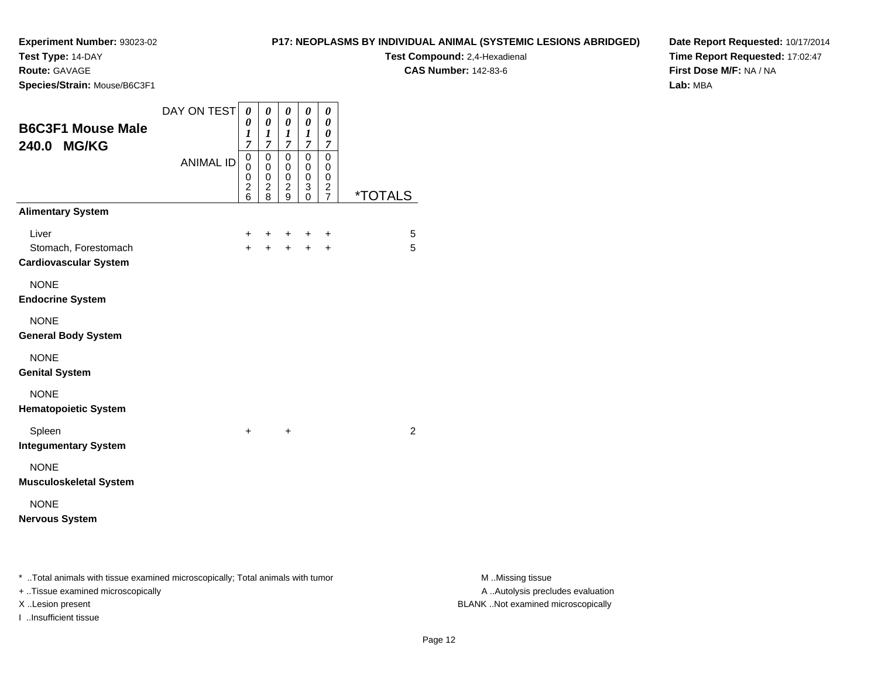**Experiment Number:** 93023-02
**Test Type:** 14-DAY
**Route:** GAVAGE
**Species/Strain:** Mouse/B6C3F1

**P17: NEOPLASMS BY INDIVIDUAL ANIMAL (SYSTEMIC LESIONS ABRIDGED)**
**Test Compound:** 2,4-Hexadienal
**CAS Number:** 142-83-6

**Date Report Requested:** 10/17/2014
**Time Report Requested:** 17:02:47
**First Dose M/F:** NA / NA
**Lab:** MBA

## B6C3F1 Mouse Male 240.0 MG/KG

| | | | | | | |
|---|---|---|---|---|---|---|
| DAY ON TEST | 0017 | 0017 | 0017 | 0017 | 0007 | |
| ANIMAL ID | 00026 | 00028 | 00029 | 00030 | 00027 | *TOTALS |
| **Alimentary System** | | | | | | |
| Liver | + | + | + | + | + | 5 |
| Stomach, Forestomach | + | + | + | + | + | 5 |
| **Cardiovascular System** | | | | | | |
| NONE | | | | | | |
| **Endocrine System** | | | | | | |
| NONE | | | | | | |
| **General Body System** | | | | | | |
| NONE | | | | | | |
| **Genital System** | | | | | | |
| NONE | | | | | | |
| **Hematopoietic System** | | | | | | |
| Spleen | + | | + | | | 2 |
| **Integumentary System** | | | | | | |
| NONE | | | | | | |
| **Musculoskeletal System** | | | | | | |
| NONE | | | | | | |
| **Nervous System** | | | | | | |

* ..Total animals with tissue examined microscopically; Total animals with tumor
+ ..Tissue examined microscopically
X ..Lesion present
I ..Insufficient tissue

M ..Missing tissue
A ..Autolysis precludes evaluation
BLANK ..Not examined microscopically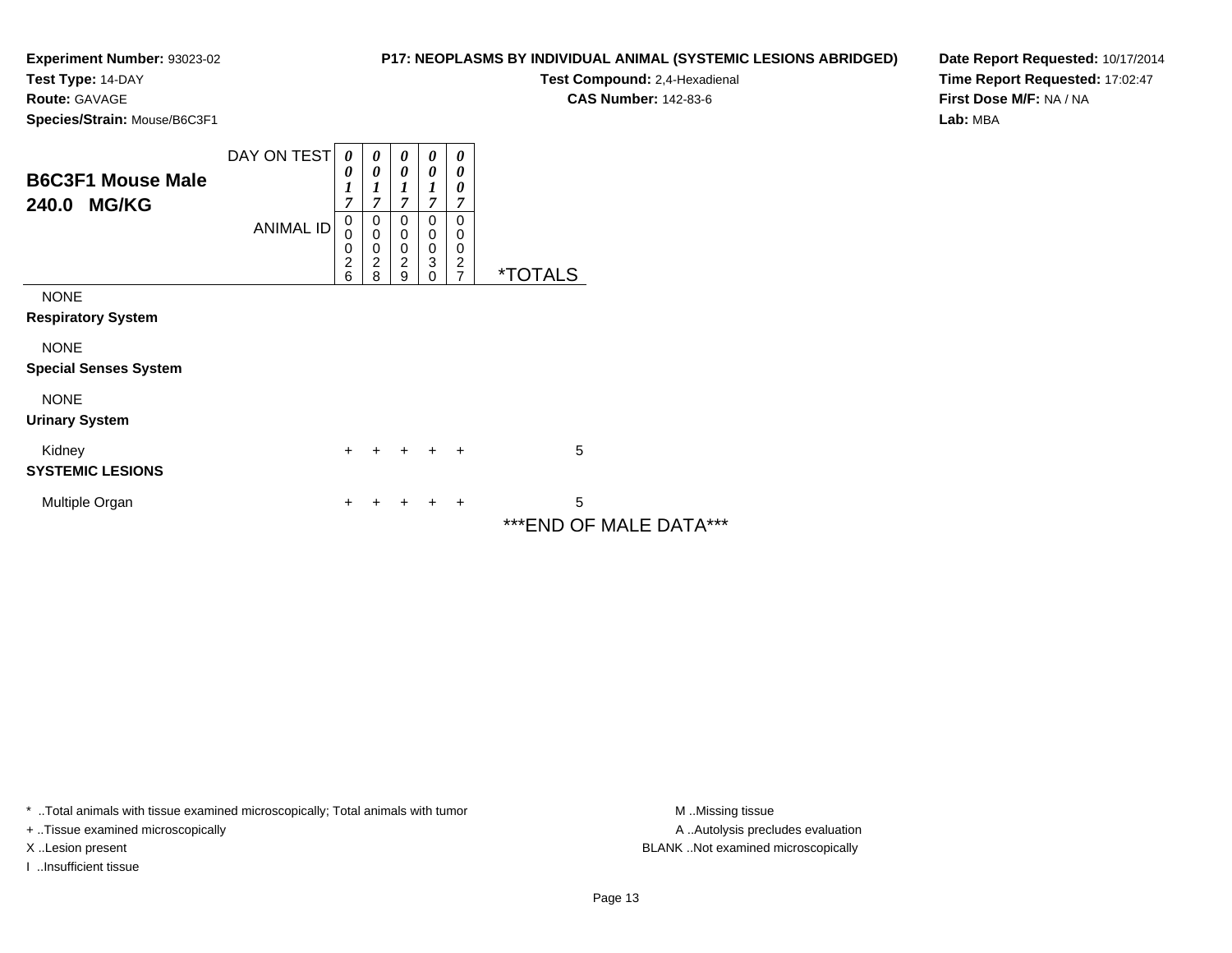**Experiment Number:** 93023-02
**Test Type:** 14-DAY
**Route:** GAVAGE
**Species/Strain:** Mouse/B6C3F1

**P17: NEOPLASMS BY INDIVIDUAL ANIMAL (SYSTEMIC LESIONS ABRIDGED)**
**Test Compound:** 2,4-Hexadienal
**CAS Number:** 142-83-6

**Date Report Requested:** 10/17/2014
**Time Report Requested:** 17:02:47
**First Dose M/F:** NA / NA
**Lab:** MBA

## B6C3F1 Mouse Male
## 240.0 MG/KG

| DAY ON TEST | 0017 | 0017 | 0017 | 0017 | 0007 | |
|---|---|---|---|---|---|---|
| ANIMAL ID | 00026 | 00028 | 00029 | 00030 | 00027 | *TOTALS |
| NONE | | | | | | |
| **Respiratory System** | | | | | | |
| NONE | | | | | | |
| **Special Senses System** | | | | | | |
| NONE | | | | | | |
| **Urinary System** | | | | | | |
| Kidney | + | + | + | + | + | 5 |
| **SYSTEMIC LESIONS** | | | | | | |
| Multiple Organ | + | + | + | + | + | 5 |

***END OF MALE DATA***

* ..Total animals with tissue examined microscopically; Total animals with tumor
+ ..Tissue examined microscopically
X ..Lesion present
I ..Insufficient tissue

M ..Missing tissue
A ..Autolysis precludes evaluation
BLANK ..Not examined microscopically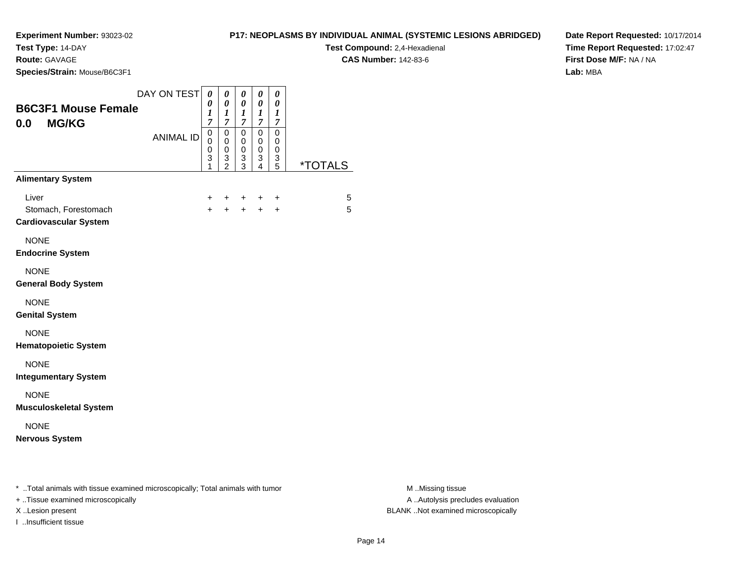**Experiment Number:** 93023-02
**Test Type:** 14-DAY
**Route:** GAVAGE
**Species/Strain:** Mouse/B6C3F1

**P17: NEOPLASMS BY INDIVIDUAL ANIMAL (SYSTEMIC LESIONS ABRIDGED)**
**Test Compound:** 2,4-Hexadienal
**CAS Number:** 142-83-6

**Date Report Requested:** 10/17/2014
**Time Report Requested:** 17:02:47
**First Dose M/F:** NA / NA
**Lab:** MBA

## B6C3F1 Mouse Female
## 0.0 MG/KG

| DAY ON TEST | 0017 | 0017 | 0017 | 0017 | 0017 | |
|---|---|---|---|---|---|---|
| **ANIMAL ID** | 00031 | 00032 | 00033 | 00034 | 00035 | ***TOTALS** |
| **Alimentary System** | | | | | | |
| Liver | + | + | + | + | + | 5 |
| Stomach, Forestomach | + | + | + | + | + | 5 |
| **Cardiovascular System** | | | | | | |
| NONE | | | | | | |
| **Endocrine System** | | | | | | |
| NONE | | | | | | |
| **General Body System** | | | | | | |
| NONE | | | | | | |
| **Genital System** | | | | | | |
| NONE | | | | | | |
| **Hematopoietic System** | | | | | | |
| NONE | | | | | | |
| **Integumentary System** | | | | | | |
| NONE | | | | | | |
| **Musculoskeletal System** | | | | | | |
| NONE | | | | | | |
| **Nervous System** | | | | | | |

* ..Total animals with tissue examined microscopically; Total animals with tumor
+ ..Tissue examined microscopically
X ..Lesion present
I ..Insufficient tissue

M ..Missing tissue
A ..Autolysis precludes evaluation
BLANK ..Not examined microscopically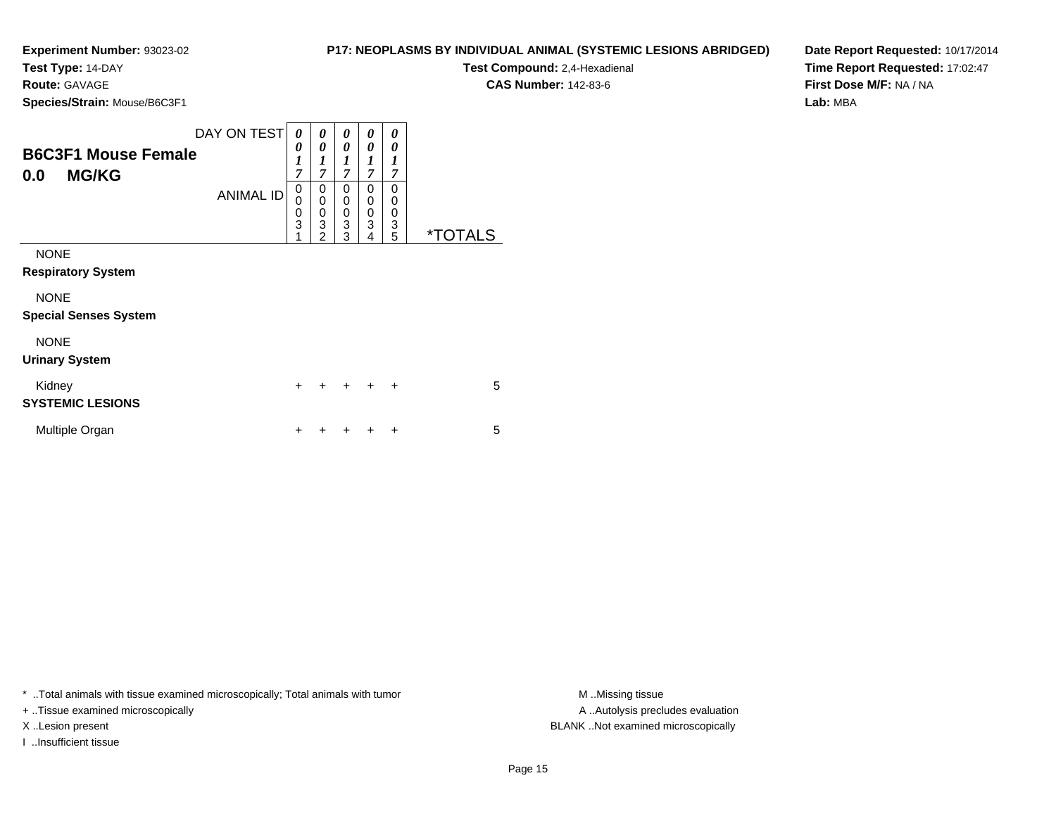**Experiment Number:** 93023-02
**Test Type:** 14-DAY
**Route:** GAVAGE
**Species/Strain:** Mouse/B6C3F1

**P17: NEOPLASMS BY INDIVIDUAL ANIMAL (SYSTEMIC LESIONS ABRIDGED)**
**Test Compound:** 2,4-Hexadienal
**CAS Number:** 142-83-6

**Date Report Requested:** 10/17/2014
**Time Report Requested:** 17:02:47
**First Dose M/F:** NA / NA
**Lab:** MBA

## B6C3F1 Mouse Female
## 0.0 MG/KG

| DAY ON TEST | 0017 | 0017 | 0017 | 0017 | 0017 | |
|---|---|---|---|---|---|---|
| **ANIMAL ID** | 00031 | 00032 | 00033 | 00034 | 00035 | ***TOTALS** |
| NONE | | | | | | |
| **Respiratory System** | | | | | | |
| NONE | | | | | | |
| **Special Senses System** | | | | | | |
| NONE | | | | | | |
| **Urinary System** | | | | | | |
| Kidney | + | + | + | + | + | 5 |
| **SYSTEMIC LESIONS** | | | | | | |
| Multiple Organ | + | + | + | + | + | 5 |

* ..Total animals with tissue examined microscopically; Total animals with tumor
+ ..Tissue examined microscopically
X ..Lesion present
I ..Insufficient tissue

M ..Missing tissue
A ..Autolysis precludes evaluation
BLANK ..Not examined microscopically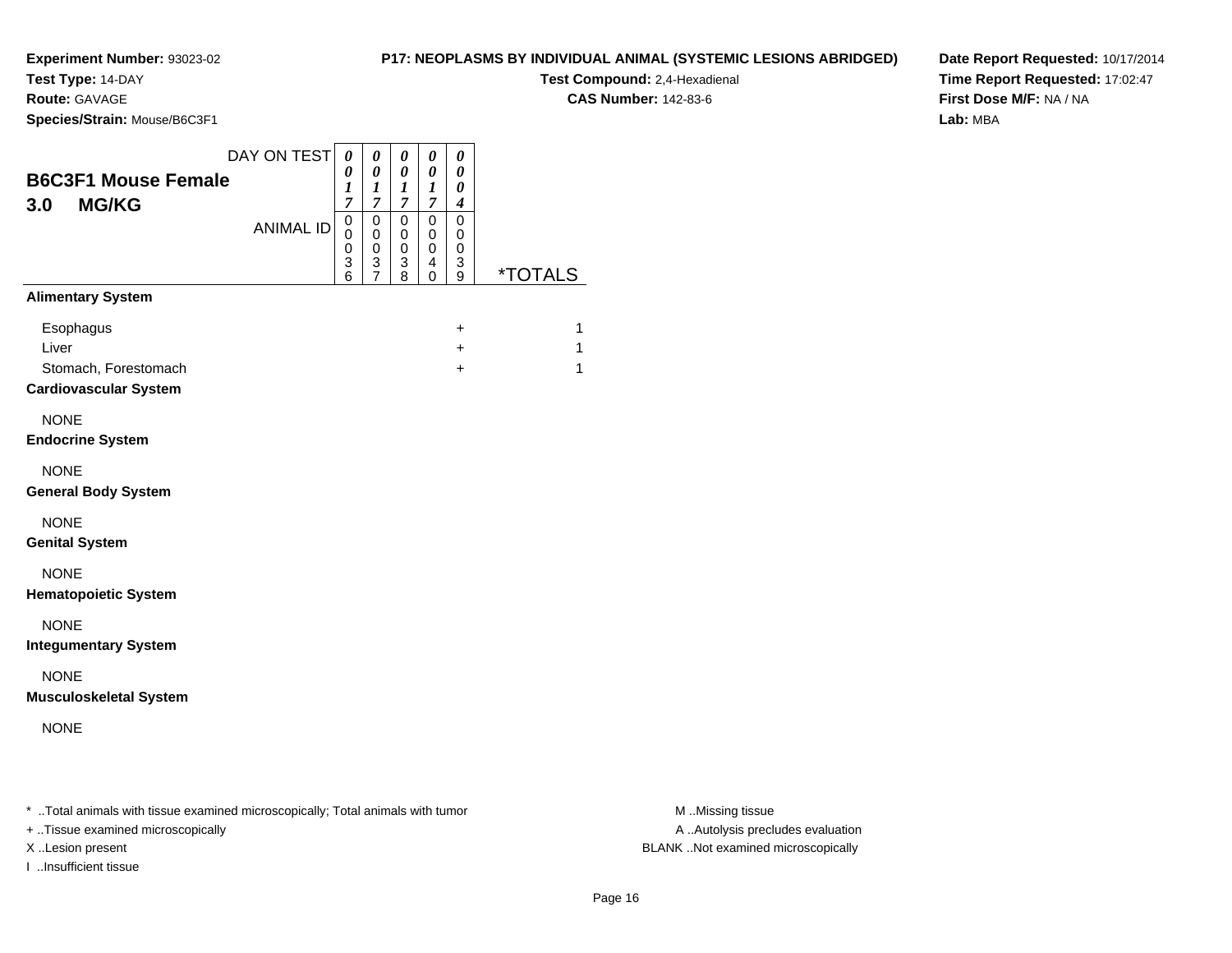**Experiment Number:** 93023-02
**Test Type:** 14-DAY
**Route:** GAVAGE
**Species/Strain:** Mouse/B6C3F1

**P17: NEOPLASMS BY INDIVIDUAL ANIMAL (SYSTEMIC LESIONS ABRIDGED)**
**Test Compound:** 2,4-Hexadienal
**CAS Number:** 142-83-6

**Date Report Requested:** 10/17/2014
**Time Report Requested:** 17:02:47
**First Dose M/F:** NA / NA
**Lab:** MBA

## B6C3F1 Mouse Female
## 3.0 MG/KG

| DAY ON TEST | 0017 | 0017 | 0017 | 0017 | 0004 | |
|---|---|---|---|---|---|---|
| **ANIMAL ID** | 00036 | 00037 | 00038 | 00040 | 00039 | ***TOTALS** |
| **Alimentary System** | | | | | | |
| Esophagus | | | | | + | 1 |
| Liver | | | | | + | 1 |
| Stomach, Forestomach | | | | | + | 1 |
| **Cardiovascular System** | | | | | | |
| NONE | | | | | | |
| **Endocrine System** | | | | | | |
| NONE | | | | | | |
| **General Body System** | | | | | | |
| NONE | | | | | | |
| **Genital System** | | | | | | |
| NONE | | | | | | |
| **Hematopoietic System** | | | | | | |
| NONE | | | | | | |
| **Integumentary System** | | | | | | |
| NONE | | | | | | |
| **Musculoskeletal System** | | | | | | |
| NONE | | | | | | |

* ..Total animals with tissue examined microscopically; Total animals with tumor
+ ..Tissue examined microscopically
X ..Lesion present
I ..Insufficient tissue

M ..Missing tissue
A ..Autolysis precludes evaluation
BLANK ..Not examined microscopically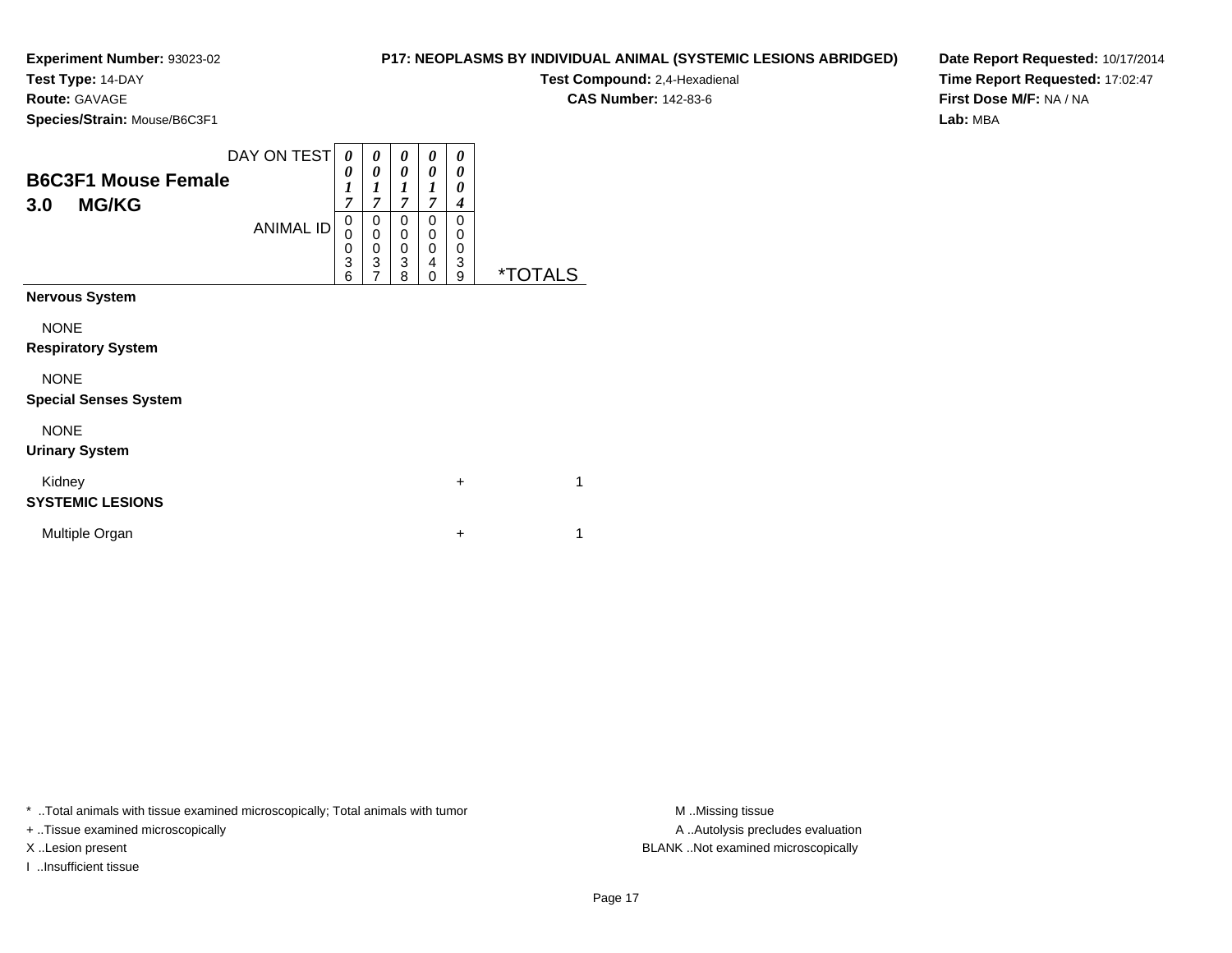**Experiment Number:** 93023-02
**Test Type:** 14-DAY
**Route:** GAVAGE
**Species/Strain:** Mouse/B6C3F1

**P17: NEOPLASMS BY INDIVIDUAL ANIMAL (SYSTEMIC LESIONS ABRIDGED)**
**Test Compound:** 2,4-Hexadienal
**CAS Number:** 142-83-6

**Date Report Requested:** 10/17/2014
**Time Report Requested:** 17:02:47
**First Dose M/F:** NA / NA
**Lab:** MBA

## B6C3F1 Mouse Female
## 3.0 MG/KG

| DAY ON TEST | 0017 | 0017 | 0017 | 0017 | 0004 | |
|---|---|---|---|---|---|---|
| **ANIMAL ID** | 00036 | 00037 | 00038 | 00040 | 00039 | ***TOTALS** |
| **Nervous System** | | | | | | |
| NONE | | | | | | |
| **Respiratory System** | | | | | | |
| NONE | | | | | | |
| **Special Senses System** | | | | | | |
| NONE | | | | | | |
| **Urinary System** | | | | | | |
| Kidney | | | | | + | 1 |
| **SYSTEMIC LESIONS** | | | | | | |
| Multiple Organ | | | | | + | 1 |

\* ..Total animals with tissue examined microscopically; Total animals with tumor
+ ..Tissue examined microscopically
X ..Lesion present
I ..Insufficient tissue

M ..Missing tissue
A ..Autolysis precludes evaluation
BLANK ..Not examined microscopically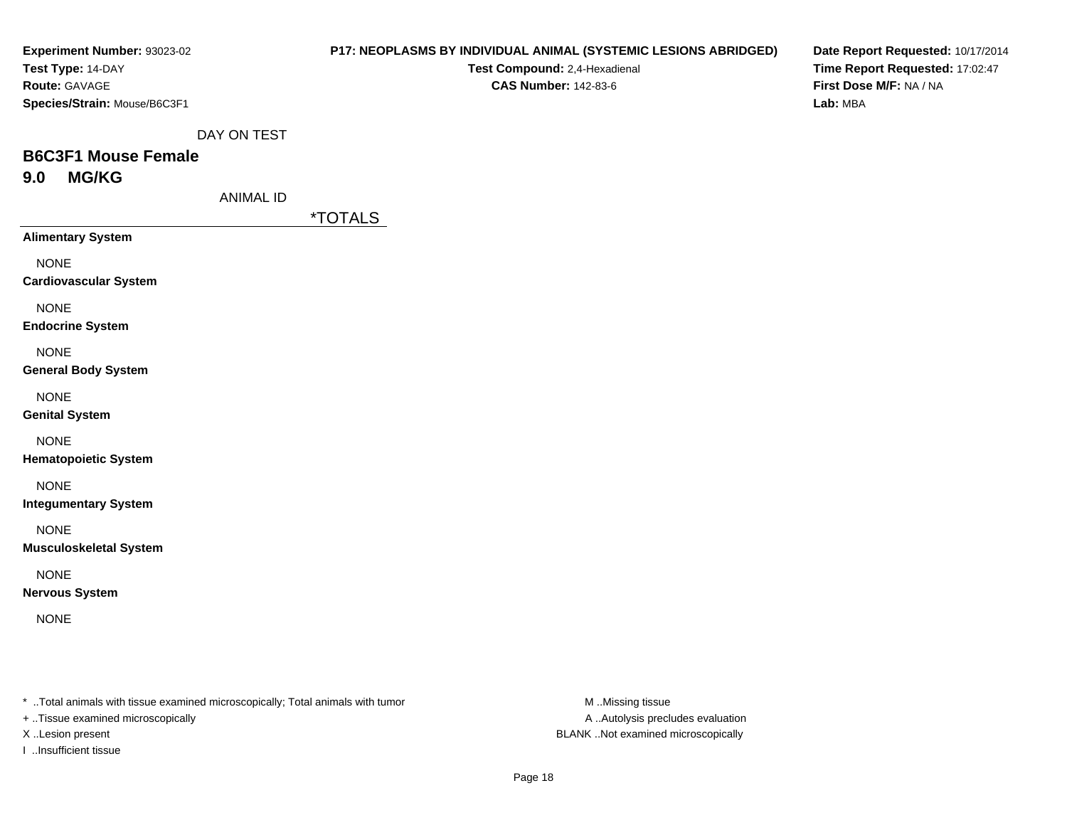**Experiment Number:** 93023-02
**Test Type:** 14-DAY
**Route:** GAVAGE
**Species/Strain:** Mouse/B6C3F1

**P17: NEOPLASMS BY INDIVIDUAL ANIMAL (SYSTEMIC LESIONS ABRIDGED)**
**Test Compound:** 2,4-Hexadienal
**CAS Number:** 142-83-6

**Date Report Requested:** 10/17/2014
**Time Report Requested:** 17:02:47
**First Dose M/F:** NA / NA
**Lab:** MBA

DAY ON TEST

## B6C3F1 Mouse Female

## 9.0 MG/KG

ANIMAL ID

| | *TOTALS |
|---|---|
| **Alimentary System** | |
| NONE | |
| **Cardiovascular System** | |
| NONE | |
| **Endocrine System** | |
| NONE | |
| **General Body System** | |
| NONE | |
| **Genital System** | |
| NONE | |
| **Hematopoietic System** | |
| NONE | |
| **Integumentary System** | |
| NONE | |
| **Musculoskeletal System** | |
| NONE | |
| **Nervous System** | |
| NONE | |

* ..Total animals with tissue examined microscopically; Total animals with tumor
+ ..Tissue examined microscopically
X ..Lesion present
I ..Insufficient tissue

M ..Missing tissue
A ..Autolysis precludes evaluation
BLANK ..Not examined microscopically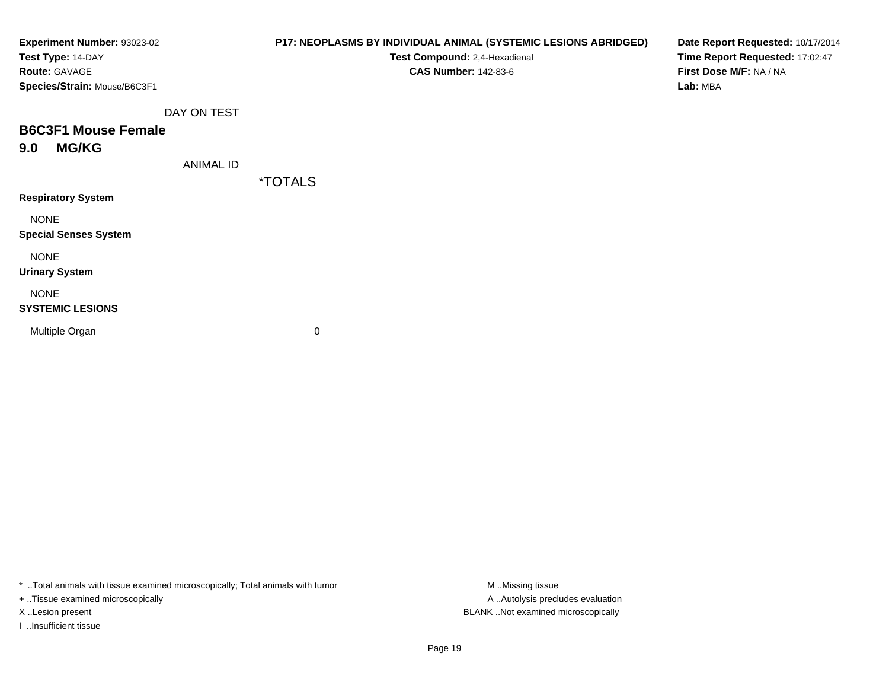**Experiment Number:** 93023-02
**Test Type:** 14-DAY
**Route:** GAVAGE
**Species/Strain:** Mouse/B6C3F1

**P17: NEOPLASMS BY INDIVIDUAL ANIMAL (SYSTEMIC LESIONS ABRIDGED)**
**Test Compound:** 2,4-Hexadienal
**CAS Number:** 142-83-6

**Date Report Requested:** 10/17/2014
**Time Report Requested:** 17:02:47
**First Dose M/F:** NA / NA
**Lab:** MBA

DAY ON TEST

## B6C3F1 Mouse Female
## 9.0 MG/KG

| ANIMAL ID | *TOTALS |
|---|---|
| **Respiratory System** | |
| NONE | |
| **Special Senses System** | |
| NONE | |
| **Urinary System** | |
| NONE | |
| **SYSTEMIC LESIONS** | |
| Multiple Organ | 0 |

* ..Total animals with tissue examined microscopically; Total animals with tumor
+ ..Tissue examined microscopically
X ..Lesion present
I ..Insufficient tissue

M ..Missing tissue
A ..Autolysis precludes evaluation
BLANK ..Not examined microscopically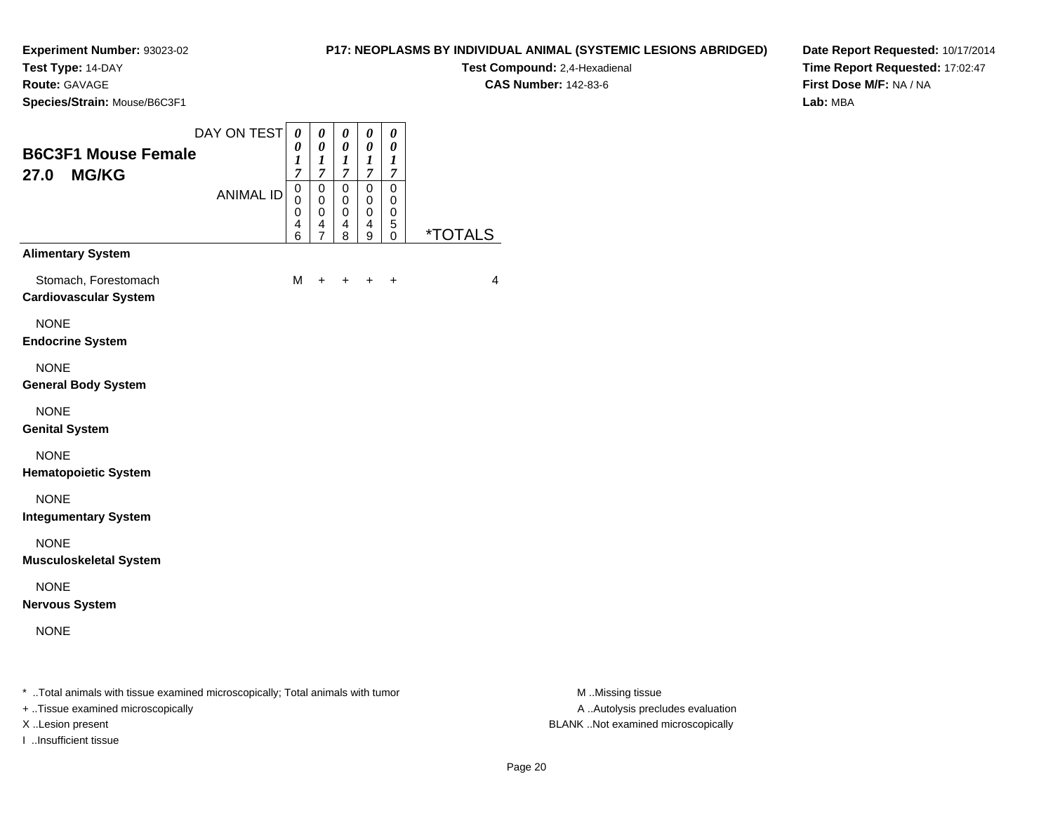**Experiment Number:** 93023-02
**Test Type:** 14-DAY
**Route:** GAVAGE
**Species/Strain:** Mouse/B6C3F1

**P17: NEOPLASMS BY INDIVIDUAL ANIMAL (SYSTEMIC LESIONS ABRIDGED)**
**Test Compound:** 2,4-Hexadienal
**CAS Number:** 142-83-6

**Date Report Requested:** 10/17/2014
**Time Report Requested:** 17:02:47
**First Dose M/F:** NA / NA
**Lab:** MBA

## B6C3F1 Mouse Female
## 27.0 MG/KG

| DAY ON TEST | 0017 | 0017 | 0017 | 0017 | 0017 | |
|---|---|---|---|---|---|---|
| ANIMAL ID | 00046 | 00047 | 00048 | 00049 | 00050 | *TOTALS |
| **Alimentary System** | | | | | | |
| Stomach, Forestomach | M | + | + | + | + | 4 |
| **Cardiovascular System** | | | | | | |
| NONE | | | | | | |
| **Endocrine System** | | | | | | |
| NONE | | | | | | |
| **General Body System** | | | | | | |
| NONE | | | | | | |
| **Genital System** | | | | | | |
| NONE | | | | | | |
| **Hematopoietic System** | | | | | | |
| NONE | | | | | | |
| **Integumentary System** | | | | | | |
| NONE | | | | | | |
| **Musculoskeletal System** | | | | | | |
| NONE | | | | | | |
| **Nervous System** | | | | | | |
| NONE | | | | | | |

* ..Total animals with tissue examined microscopically; Total animals with tumor
+ ..Tissue examined microscopically
X ..Lesion present
I ..Insufficient tissue

M ..Missing tissue
A ..Autolysis precludes evaluation
BLANK ..Not examined microscopically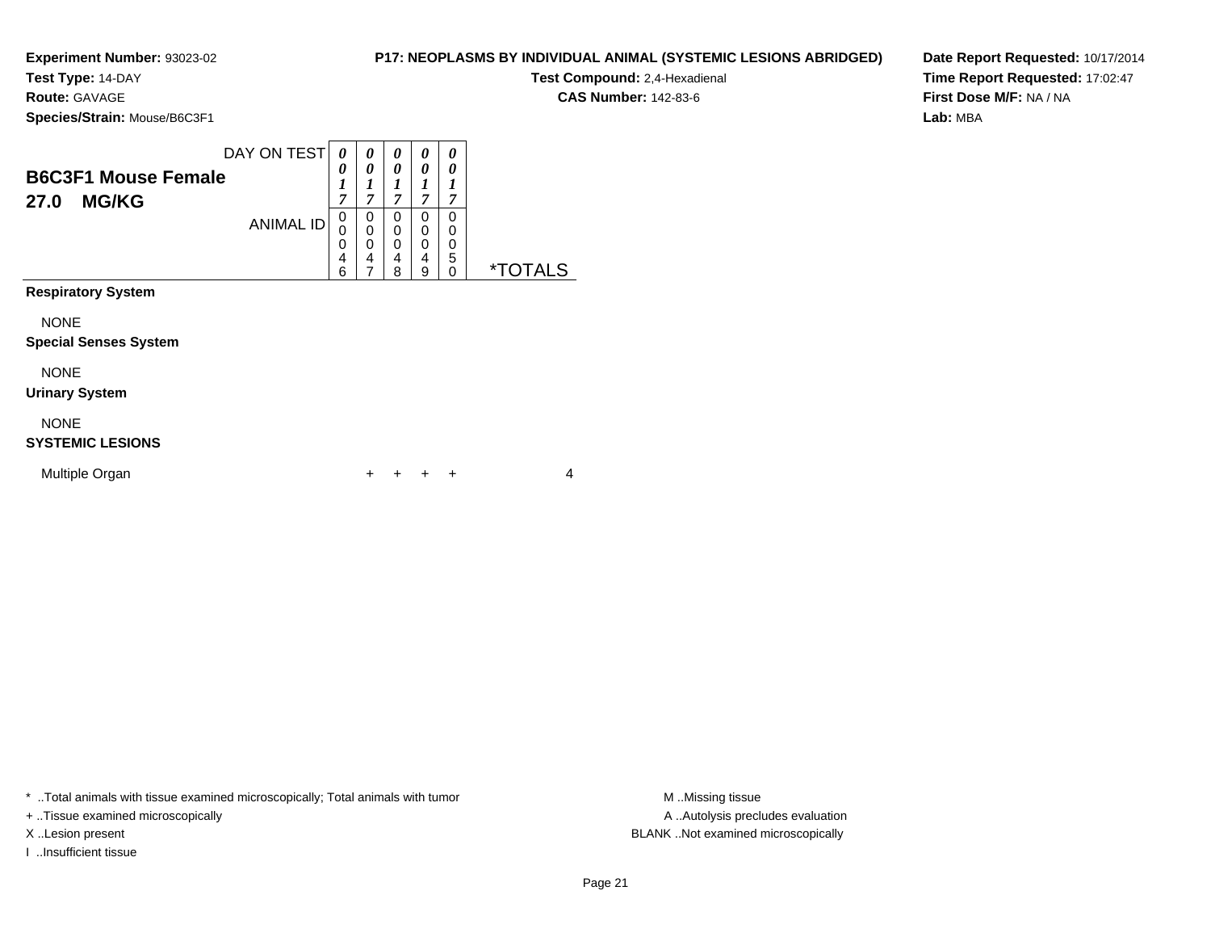**Experiment Number:** 93023-02
**Test Type:** 14-DAY
**Route:** GAVAGE
**Species/Strain:** Mouse/B6C3F1

**P17: NEOPLASMS BY INDIVIDUAL ANIMAL (SYSTEMIC LESIONS ABRIDGED)**
**Test Compound:** 2,4-Hexadienal
**CAS Number:** 142-83-6

**Date Report Requested:** 10/17/2014
**Time Report Requested:** 17:02:47
**First Dose M/F:** NA / NA
**Lab:** MBA

| **B6C3F1 Mouse Female** **27.0 MG/KG** | | | | | | |
|---|---|---|---|---|---|---|
| DAY ON TEST | 0017 | 0017 | 0017 | 0017 | 0017 | |
| ANIMAL ID | 00046 | 00047 | 00048 | 00049 | 00050 | *TOTALS |
| **Respiratory System** | | | | | | |
| NONE | | | | | | |
| **Special Senses System** | | | | | | |
| NONE | | | | | | |
| **Urinary System** | | | | | | |
| NONE | | | | | | |
| **SYSTEMIC LESIONS** | | | | | | |
| Multiple Organ | + | + | + | + | | 4 |

\* ..Total animals with tissue examined microscopically; Total animals with tumor
+ ..Tissue examined microscopically
X ..Lesion present
I ..Insufficient tissue

M ..Missing tissue
A ..Autolysis precludes evaluation
BLANK ..Not examined microscopically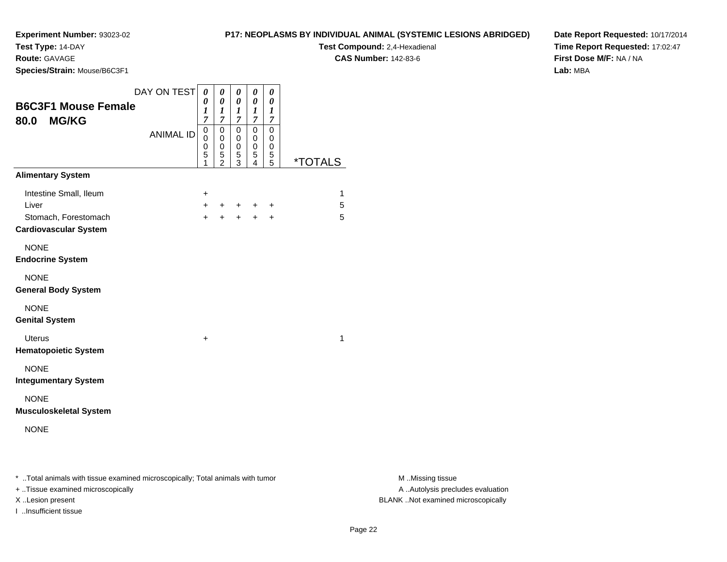**Experiment Number:** 93023-02
**Test Type:** 14-DAY
**Route:** GAVAGE
**Species/Strain:** Mouse/B6C3F1

**P17: NEOPLASMS BY INDIVIDUAL ANIMAL (SYSTEMIC LESIONS ABRIDGED)**
**Test Compound:** 2,4-Hexadienal
**CAS Number:** 142-83-6

**Date Report Requested:** 10/17/2014
**Time Report Requested:** 17:02:47
**First Dose M/F:** NA / NA
**Lab:** MBA

## B6C3F1 Mouse Female
## 80.0 MG/KG

| DAY ON TEST | 0017 | 0017 | 0017 | 0017 | 0017 | |
|---|---|---|---|---|---|---|
| ANIMAL ID | 00051 | 00052 | 00053 | 00054 | 00055 | *TOTALS |
| **Alimentary System** | | | | | | |
| Intestine Small, Ileum | + | | | | | 1 |
| Liver | + | + | + | + | + | 5 |
| Stomach, Forestomach | + | + | + | + | + | 5 |
| **Cardiovascular System** | | | | | | |
| NONE | | | | | | |
| **Endocrine System** | | | | | | |
| NONE | | | | | | |
| **General Body System** | | | | | | |
| NONE | | | | | | |
| **Genital System** | | | | | | |
| Uterus | + | | | | | 1 |
| **Hematopoietic System** | | | | | | |
| NONE | | | | | | |
| **Integumentary System** | | | | | | |
| NONE | | | | | | |
| **Musculoskeletal System** | | | | | | |
| NONE | | | | | | |

* ..Total animals with tissue examined microscopically; Total animals with tumor
+ ..Tissue examined microscopically
X ..Lesion present
I ..Insufficient tissue

M ..Missing tissue
A ..Autolysis precludes evaluation
BLANK ..Not examined microscopically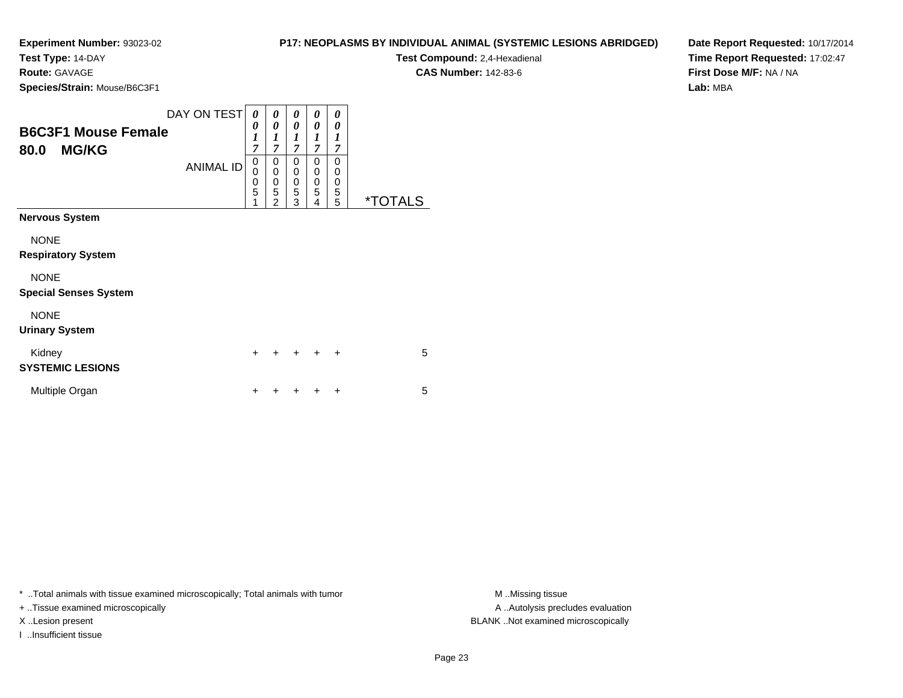**Experiment Number:** 93023-02
**Test Type:** 14-DAY
**Route:** GAVAGE
**Species/Strain:** Mouse/B6C3F1

**P17: NEOPLASMS BY INDIVIDUAL ANIMAL (SYSTEMIC LESIONS ABRIDGED)**
**Test Compound:** 2,4-Hexadienal
**CAS Number:** 142-83-6

**Date Report Requested:** 10/17/2014
**Time Report Requested:** 17:02:47
**First Dose M/F:** NA / NA
**Lab:** MBA

## B6C3F1 Mouse Female
## 80.0 MG/KG

| DAY ON TEST | 0017 | 0017 | 0017 | 0017 | 0017 | |
|---|---|---|---|---|---|---|
| **ANIMAL ID** | 00051 | 00052 | 00053 | 00054 | 00055 | ***TOTALS** |
| **Nervous System** | | | | | | |
| NONE | | | | | | |
| **Respiratory System** | | | | | | |
| NONE | | | | | | |
| **Special Senses System** | | | | | | |
| NONE | | | | | | |
| **Urinary System** | | | | | | |
| Kidney | + | + | + | + | + | 5 |
| **SYSTEMIC LESIONS** | | | | | | |
| Multiple Organ | + | + | + | + | + | 5 |

* ..Total animals with tissue examined microscopically; Total animals with tumor
+ ..Tissue examined microscopically
X ..Lesion present
I ..Insufficient tissue

M ..Missing tissue
A ..Autolysis precludes evaluation
BLANK ..Not examined microscopically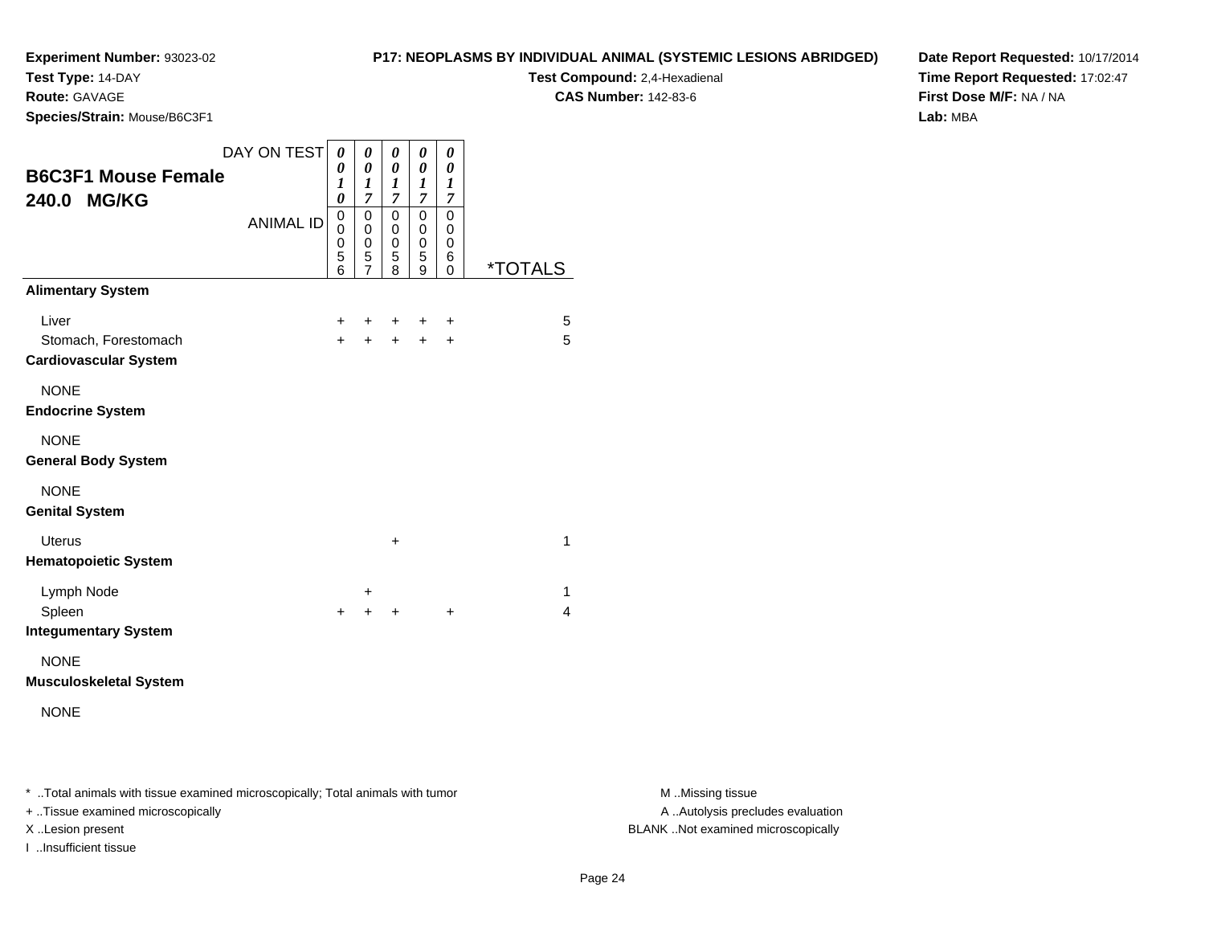**Experiment Number:** 93023-02
**Test Type:** 14-DAY
**Route:** GAVAGE
**Species/Strain:** Mouse/B6C3F1

**P17: NEOPLASMS BY INDIVIDUAL ANIMAL (SYSTEMIC LESIONS ABRIDGED)**
**Test Compound:** 2,4-Hexadienal
**CAS Number:** 142-83-6

**Date Report Requested:** 10/17/2014
**Time Report Requested:** 17:02:47
**First Dose M/F:** NA / NA
**Lab:** MBA

## B6C3F1 Mouse Female
## 240.0 MG/KG

| DAY ON TEST | 0010 | 0017 | 0017 | 0017 | 0017 | |
|---|---|---|---|---|---|---|
| **ANIMAL ID** | 00056 | 00057 | 00058 | 00059 | 00060 | ***TOTALS** |
| **Alimentary System** | | | | | | |
| Liver | + | + | + | + | + | 5 |
| Stomach, Forestomach | + | + | + | + | + | 5 |
| **Cardiovascular System** | | | | | | |
| NONE | | | | | | |
| **Endocrine System** | | | | | | |
| NONE | | | | | | |
| **General Body System** | | | | | | |
| NONE | | | | | | |
| **Genital System** | | | | | | |
| Uterus | | | + | | | 1 |
| **Hematopoietic System** | | | | | | |
| Lymph Node | | + | | | | 1 |
| Spleen | + | + | + | | + | 4 |
| **Integumentary System** | | | | | | |
| NONE | | | | | | |
| **Musculoskeletal System** | | | | | | |
| NONE | | | | | | |

* ..Total animals with tissue examined microscopically; Total animals with tumor
+ ..Tissue examined microscopically
X ..Lesion present
I ..Insufficient tissue

M ..Missing tissue
A ..Autolysis precludes evaluation
BLANK ..Not examined microscopically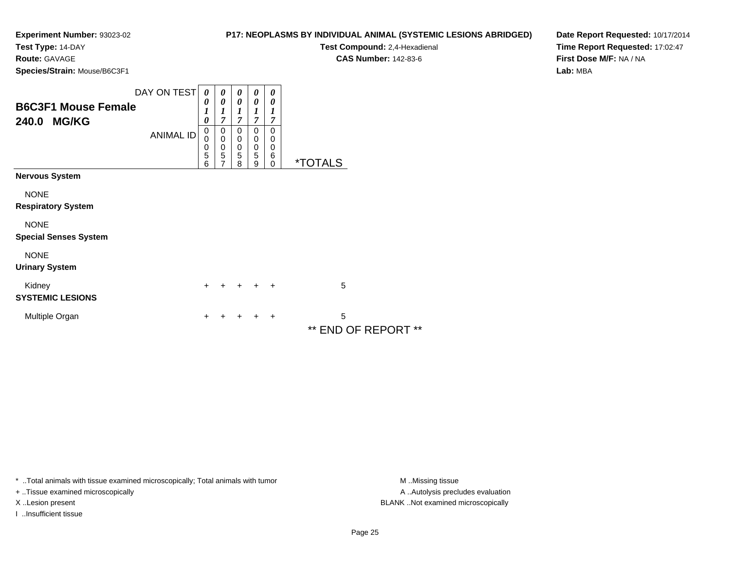**Experiment Number:** 93023-02
**Test Type:** 14-DAY
**Route:** GAVAGE
**Species/Strain:** Mouse/B6C3F1

**P17: NEOPLASMS BY INDIVIDUAL ANIMAL (SYSTEMIC LESIONS ABRIDGED)**
**Test Compound:** 2,4-Hexadienal
**CAS Number:** 142-83-6

**Date Report Requested:** 10/17/2014
**Time Report Requested:** 17:02:47
**First Dose M/F:** NA / NA
**Lab:** MBA

## B6C3F1 Mouse Female
## 240.0 MG/KG

| DAY ON TEST | 0010 | 0017 | 0017 | 0017 | 0017 | |
|---|---|---|---|---|---|---|
| ANIMAL ID | 00056 | 00057 | 00058 | 00059 | 00060 | *TOTALS |
| **Nervous System** | | | | | | |
| NONE | | | | | | |
| **Respiratory System** | | | | | | |
| NONE | | | | | | |
| **Special Senses System** | | | | | | |
| NONE | | | | | | |
| **Urinary System** | | | | | | |
| Kidney | + | + | + | + | + | 5 |
| **SYSTEMIC LESIONS** | | | | | | |
| Multiple Organ | + | + | + | + | + | 5 |

** END OF REPORT **

* ..Total animals with tissue examined microscopically; Total animals with tumor
+ ..Tissue examined microscopically
X ..Lesion present
I ..Insufficient tissue

M ..Missing tissue
A ..Autolysis precludes evaluation
BLANK ..Not examined microscopically